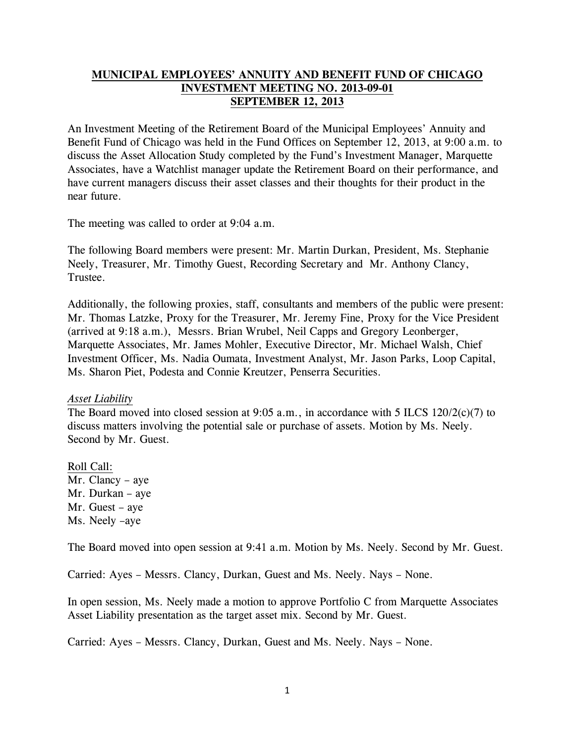**MUNICIPAL EMPLOYEES' ANNUITY AND BENEFIT FUND OF CHICAGO**
**INVESTMENT MEETING NO. 2013-09-01**
**SEPTEMBER 12, 2013**

An Investment Meeting of the Retirement Board of the Municipal Employees' Annuity and Benefit Fund of Chicago was held in the Fund Offices on September 12, 2013, at 9:00 a.m. to discuss the Asset Allocation Study completed by the Fund's Investment Manager, Marquette Associates, have a Watchlist manager update the Retirement Board on their performance, and have current managers discuss their asset classes and their thoughts for their product in the near future.

The meeting was called to order at 9:04 a.m.

The following Board members were present: Mr. Martin Durkan, President, Ms. Stephanie Neely, Treasurer, Mr. Timothy Guest, Recording Secretary and Mr. Anthony Clancy, Trustee.

Additionally, the following proxies, staff, consultants and members of the public were present: Mr. Thomas Latzke, Proxy for the Treasurer, Mr. Jeremy Fine, Proxy for the Vice President (arrived at 9:18 a.m.), Messrs. Brian Wrubel, Neil Capps and Gregory Leonberger, Marquette Associates, Mr. James Mohler, Executive Director, Mr. Michael Walsh, Chief Investment Officer, Ms. Nadia Oumata, Investment Analyst, Mr. Jason Parks, Loop Capital, Ms. Sharon Piet, Podesta and Connie Kreutzer, Penserra Securities.

*Asset Liability*

The Board moved into closed session at 9:05 a.m., in accordance with 5 ILCS 120/2(c)(7) to discuss matters involving the potential sale or purchase of assets. Motion by Ms. Neely. Second by Mr. Guest.

Roll Call:
Mr. Clancy – aye
Mr. Durkan – aye
Mr. Guest – aye
Ms. Neely –aye

The Board moved into open session at 9:41 a.m. Motion by Ms. Neely. Second by Mr. Guest.

Carried: Ayes – Messrs. Clancy, Durkan, Guest and Ms. Neely. Nays – None.

In open session, Ms. Neely made a motion to approve Portfolio C from Marquette Associates Asset Liability presentation as the target asset mix. Second by Mr. Guest.

Carried: Ayes – Messrs. Clancy, Durkan, Guest and Ms. Neely. Nays – None.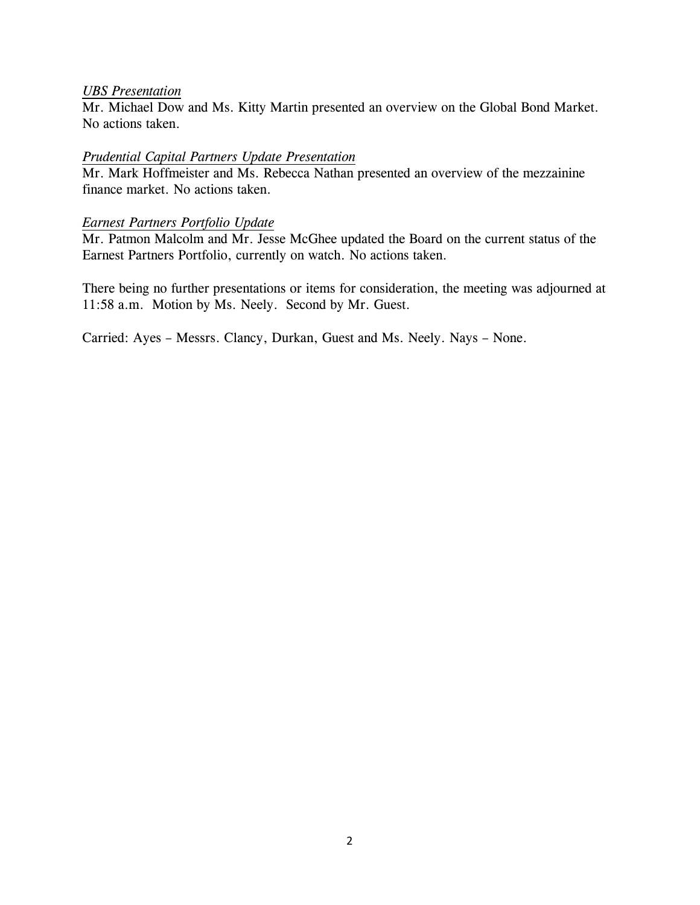*UBS Presentation*

Mr. Michael Dow and Ms. Kitty Martin presented an overview on the Global Bond Market. No actions taken.

*Prudential Capital Partners Update Presentation*

Mr. Mark Hoffmeister and Ms. Rebecca Nathan presented an overview of the mezzainine finance market. No actions taken.

*Earnest Partners Portfolio Update*

Mr. Patmon Malcolm and Mr. Jesse McGhee updated the Board on the current status of the Earnest Partners Portfolio, currently on watch. No actions taken.

There being no further presentations or items for consideration, the meeting was adjourned at 11:58 a.m. Motion by Ms. Neely. Second by Mr. Guest.

Carried: Ayes – Messrs. Clancy, Durkan, Guest and Ms. Neely. Nays – None.